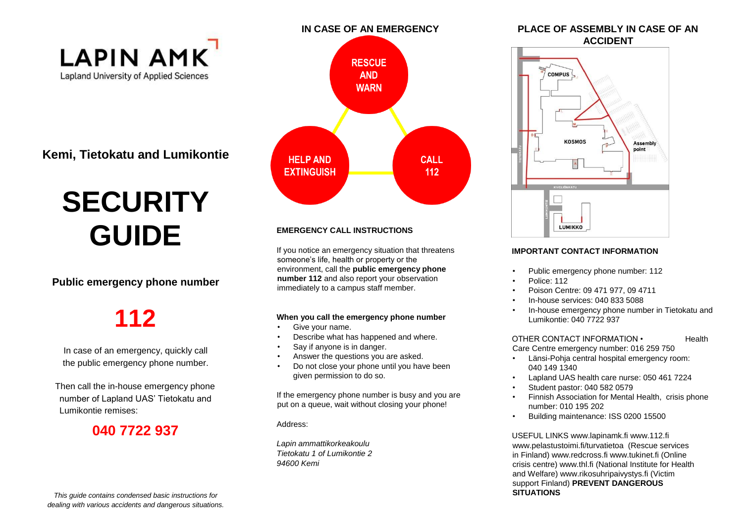LAPIN AMK
Lapland University of Applied Sciences

**Kemi, Tietokatu and Lumikontie**

# SECURITY GUIDE

**Public emergency phone number**

## 112

In case of an emergency, quickly call the public emergency phone number.

Then call the in-house emergency phone number of Lapland UAS' Tietokatu and Lumikontie remises:

## 040 7722 937

*This guide contains condensed basic instructions for dealing with various accidents and dangerous situations.*

## IN CASE OF AN EMERGENCY

RESCUE AND WARN

HELP AND EXTINGUISH

CALL 112

### EMERGENCY CALL INSTRUCTIONS

If you notice an emergency situation that threatens someone's life, health or property or the environment, call the **public emergency phone number 112** and also report your observation immediately to a campus staff member.

**When you call the emergency phone number**

- Give your name.
- Describe what has happened and where.
- Say if anyone is in danger.
- Answer the questions you are asked.
- Do not close your phone until you have been given permission to do so.

If the emergency phone number is busy and you are put on a queue, wait without closing your phone!

Address:

*Lapin ammattikorkeakoulu*
*Tietokatu 1 of Lumikontie 2*
*94600 Kemi*

## PLACE OF ASSEMBLY IN CASE OF AN ACCIDENT

COMPUS
KOSMOS
Assembly point
KIVELIÖNKATU
TIETOKATU
LUMIKONTIE
LUMIKKO

### IMPORTANT CONTACT INFORMATION

- Public emergency phone number: 112
- Police: 112
- Poison Centre: 09 471 977, 09 4711
- In-house services: 040 833 5088
- In-house emergency phone number in Tietokatu and Lumikontie: 040 7722 937

OTHER CONTACT INFORMATION • Health Care Centre emergency number: 016 259 750

- Länsi-Pohja central hospital emergency room: 040 149 1340
- Lapland UAS health care nurse: 050 461 7224
- Student pastor: 040 582 0579
- Finnish Association for Mental Health, crisis phone number: 010 195 202
- Building maintenance: ISS 0200 15500

USEFUL LINKS www.lapinamk.fi www.112.fi www.pelastustoimi.fi/turvatietoa (Rescue services in Finland) www.redcross.fi www.tukinet.fi (Online crisis centre) www.thl.fi (National Institute for Health and Welfare) www.rikosuhripaivystys.fi (Victim support Finland) **PREVENT DANGEROUS SITUATIONS**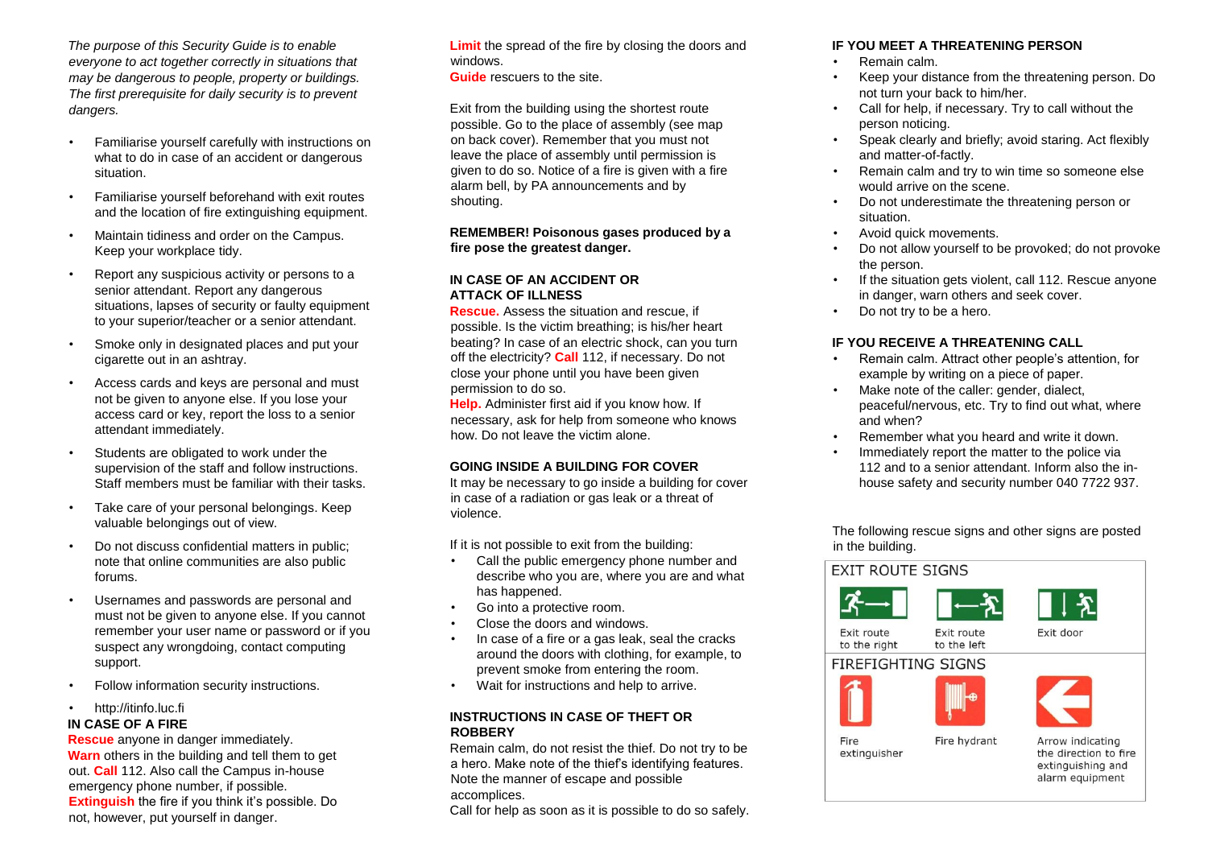*The purpose of this Security Guide is to enable everyone to act together correctly in situations that may be dangerous to people, property or buildings. The first prerequisite for daily security is to prevent dangers.*

- Familiarise yourself carefully with instructions on what to do in case of an accident or dangerous situation.
- Familiarise yourself beforehand with exit routes and the location of fire extinguishing equipment.
- Maintain tidiness and order on the Campus. Keep your workplace tidy.
- Report any suspicious activity or persons to a senior attendant. Report any dangerous situations, lapses of security or faulty equipment to your superior/teacher or a senior attendant.
- Smoke only in designated places and put your cigarette out in an ashtray.
- Access cards and keys are personal and must not be given to anyone else. If you lose your access card or key, report the loss to a senior attendant immediately.
- Students are obligated to work under the supervision of the staff and follow instructions. Staff members must be familiar with their tasks.
- Take care of your personal belongings. Keep valuable belongings out of view.
- Do not discuss confidential matters in public; note that online communities are also public forums.
- Usernames and passwords are personal and must not be given to anyone else. If you cannot remember your user name or password or if you suspect any wrongdoing, contact computing support.
- Follow information security instructions.
- http://itinfo.luc.fi

**IN CASE OF A FIRE**

**Rescue** anyone in danger immediately.
**Warn** others in the building and tell them to get out. **Call** 112. Also call the Campus in-house emergency phone number, if possible.
**Extinguish** the fire if you think it's possible. Do not, however, put yourself in danger.
**Limit** the spread of the fire by closing the doors and windows.
**Guide** rescuers to the site.

Exit from the building using the shortest route possible. Go to the place of assembly (see map on back cover). Remember that you must not leave the place of assembly until permission is given to do so. Notice of a fire is given with a fire alarm bell, by PA announcements and by shouting.

**REMEMBER! Poisonous gases produced by a fire pose the greatest danger.**

**IN CASE OF AN ACCIDENT OR ATTACK OF ILLNESS**

**Rescue.** Assess the situation and rescue, if possible. Is the victim breathing; is his/her heart beating? In case of an electric shock, can you turn off the electricity? **Call** 112, if necessary. Do not close your phone until you have been given permission to do so.
**Help.** Administer first aid if you know how. If necessary, ask for help from someone who knows how. Do not leave the victim alone.

**GOING INSIDE A BUILDING FOR COVER**

It may be necessary to go inside a building for cover in case of a radiation or gas leak or a threat of violence.

If it is not possible to exit from the building:

- Call the public emergency phone number and describe who you are, where you are and what has happened.
- Go into a protective room.
- Close the doors and windows.
- In case of a fire or a gas leak, seal the cracks around the doors with clothing, for example, to prevent smoke from entering the room.
- Wait for instructions and help to arrive.

**INSTRUCTIONS IN CASE OF THEFT OR ROBBERY**

Remain calm, do not resist the thief. Do not try to be a hero. Make note of the thief's identifying features. Note the manner of escape and possible accomplices.
Call for help as soon as it is possible to do so safely.

**IF YOU MEET A THREATENING PERSON**

- Remain calm.
- Keep your distance from the threatening person. Do not turn your back to him/her.
- Call for help, if necessary. Try to call without the person noticing.
- Speak clearly and briefly; avoid staring. Act flexibly and matter-of-factly.
- Remain calm and try to win time so someone else would arrive on the scene.
- Do not underestimate the threatening person or situation.
- Avoid quick movements.
- Do not allow yourself to be provoked; do not provoke the person.
- If the situation gets violent, call 112. Rescue anyone in danger, warn others and seek cover.
- Do not try to be a hero.

**IF YOU RECEIVE A THREATENING CALL**

- Remain calm. Attract other people's attention, for example by writing on a piece of paper.
- Make note of the caller: gender, dialect, peaceful/nervous, etc. Try to find out what, where and when?
- Remember what you heard and write it down.
- Immediately report the matter to the police via 112 and to a senior attendant. Inform also the in-house safety and security number 040 7722 937.

The following rescue signs and other signs are posted in the building.

EXIT ROUTE SIGNS

Exit route to the right

Exit route to the left

Exit door

FIREFIGHTING SIGNS

Fire extinguisher

Fire hydrant

Arrow indicating the direction to fire extinguishing and alarm equipment